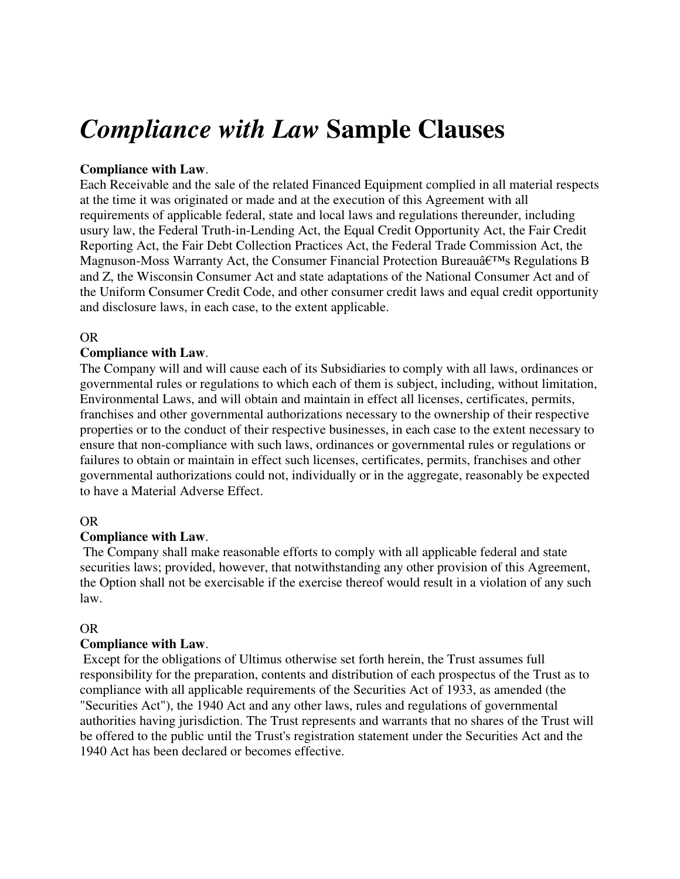# *Compliance with Law* Sample Clauses

**Compliance with Law**.
Each Receivable and the sale of the related Financed Equipment complied in all material respects at the time it was originated or made and at the execution of this Agreement with all requirements of applicable federal, state and local laws and regulations thereunder, including usury law, the Federal Truth-in-Lending Act, the Equal Credit Opportunity Act, the Fair Credit Reporting Act, the Fair Debt Collection Practices Act, the Federal Trade Commission Act, the Magnuson-Moss Warranty Act, the Consumer Financial Protection Bureauâ€™s Regulations B and Z, the Wisconsin Consumer Act and state adaptations of the National Consumer Act and of the Uniform Consumer Credit Code, and other consumer credit laws and equal credit opportunity and disclosure laws, in each case, to the extent applicable.

OR

**Compliance with Law**.
The Company will and will cause each of its Subsidiaries to comply with all laws, ordinances or governmental rules or regulations to which each of them is subject, including, without limitation, Environmental Laws, and will obtain and maintain in effect all licenses, certificates, permits, franchises and other governmental authorizations necessary to the ownership of their respective properties or to the conduct of their respective businesses, in each case to the extent necessary to ensure that non-compliance with such laws, ordinances or governmental rules or regulations or failures to obtain or maintain in effect such licenses, certificates, permits, franchises and other governmental authorizations could not, individually or in the aggregate, reasonably be expected to have a Material Adverse Effect.

OR

**Compliance with Law**.
The Company shall make reasonable efforts to comply with all applicable federal and state securities laws; provided, however, that notwithstanding any other provision of this Agreement, the Option shall not be exercisable if the exercise thereof would result in a violation of any such law.

OR

**Compliance with Law**.
Except for the obligations of Ultimus otherwise set forth herein, the Trust assumes full responsibility for the preparation, contents and distribution of each prospectus of the Trust as to compliance with all applicable requirements of the Securities Act of 1933, as amended (the "Securities Act"), the 1940 Act and any other laws, rules and regulations of governmental authorities having jurisdiction. The Trust represents and warrants that no shares of the Trust will be offered to the public until the Trust's registration statement under the Securities Act and the 1940 Act has been declared or becomes effective.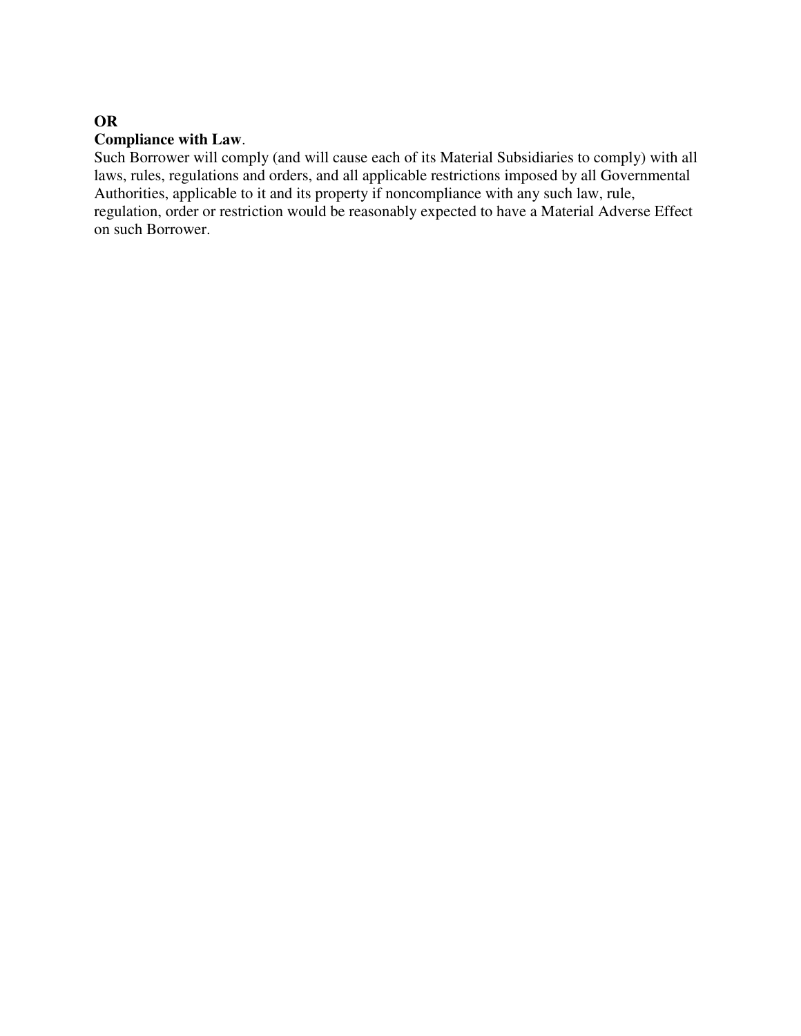**OR**

**Compliance with Law**.

Such Borrower will comply (and will cause each of its Material Subsidiaries to comply) with all laws, rules, regulations and orders, and all applicable restrictions imposed by all Governmental Authorities, applicable to it and its property if noncompliance with any such law, rule, regulation, order or restriction would be reasonably expected to have a Material Adverse Effect on such Borrower.